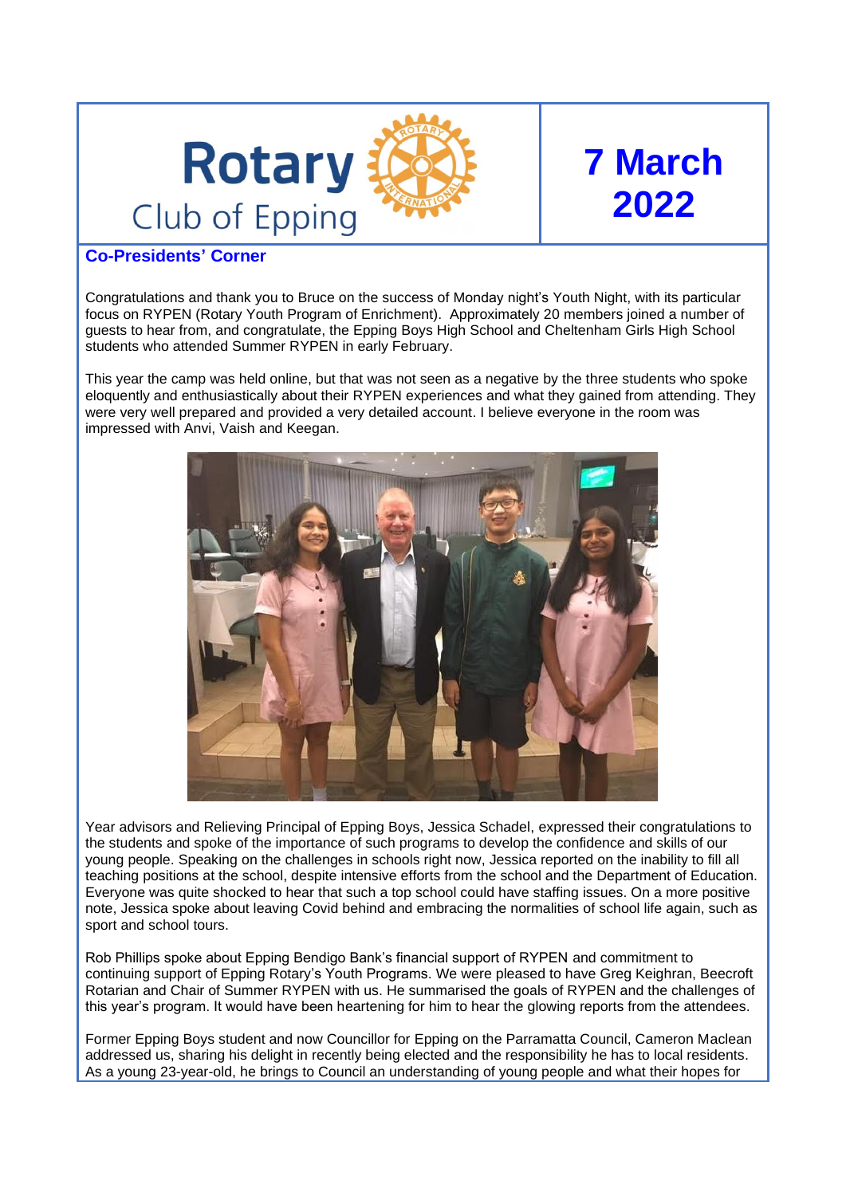# Rotary Club of Epping

# 7 March 2022

## Co-Presidents' Corner

Congratulations and thank you to Bruce on the success of Monday night's Youth Night, with its particular focus on RYPEN (Rotary Youth Program of Enrichment). Approximately 20 members joined a number of guests to hear from, and congratulate, the Epping Boys High School and Cheltenham Girls High School students who attended Summer RYPEN in early February.

This year the camp was held online, but that was not seen as a negative by the three students who spoke eloquently and enthusiastically about their RYPEN experiences and what they gained from attending. They were very well prepared and provided a very detailed account. I believe everyone in the room was impressed with Anvi, Vaish and Keegan.

Year advisors and Relieving Principal of Epping Boys, Jessica Schadel, expressed their congratulations to the students and spoke of the importance of such programs to develop the confidence and skills of our young people. Speaking on the challenges in schools right now, Jessica reported on the inability to fill all teaching positions at the school, despite intensive efforts from the school and the Department of Education. Everyone was quite shocked to hear that such a top school could have staffing issues. On a more positive note, Jessica spoke about leaving Covid behind and embracing the normalities of school life again, such as sport and school tours.

Rob Phillips spoke about Epping Bendigo Bank's financial support of RYPEN and commitment to continuing support of Epping Rotary's Youth Programs. We were pleased to have Greg Keighran, Beecroft Rotarian and Chair of Summer RYPEN with us. He summarised the goals of RYPEN and the challenges of this year's program. It would have been heartening for him to hear the glowing reports from the attendees.

Former Epping Boys student and now Councillor for Epping on the Parramatta Council, Cameron Maclean addressed us, sharing his delight in recently being elected and the responsibility he has to local residents. As a young 23-year-old, he brings to Council an understanding of young people and what their hopes for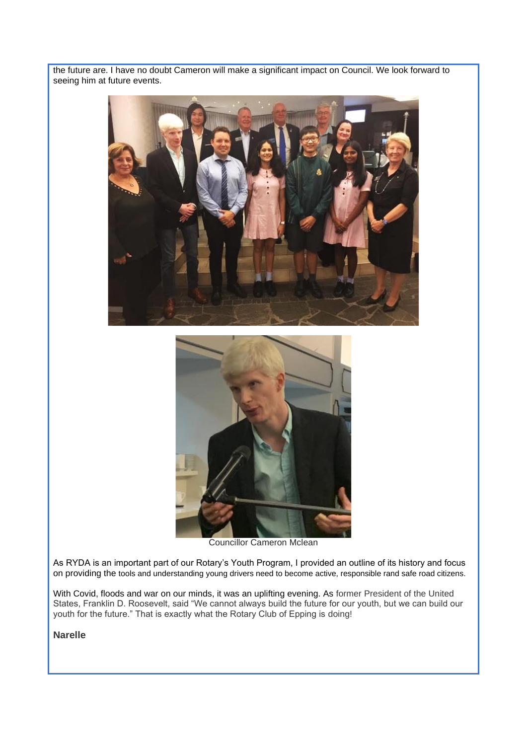the future are. I have no doubt Cameron will make a significant impact on Council. We look forward to seeing him at future events.

Councillor Cameron Mclean

As RYDA is an important part of our Rotary's Youth Program, I provided an outline of its history and focus on providing the tools and understanding young drivers need to become active, responsible rand safe road citizens.

With Covid, floods and war on our minds, it was an uplifting evening. As former President of the United States, Franklin D. Roosevelt, said "We cannot always build the future for our youth, but we can build our youth for the future." That is exactly what the Rotary Club of Epping is doing!

**Narelle**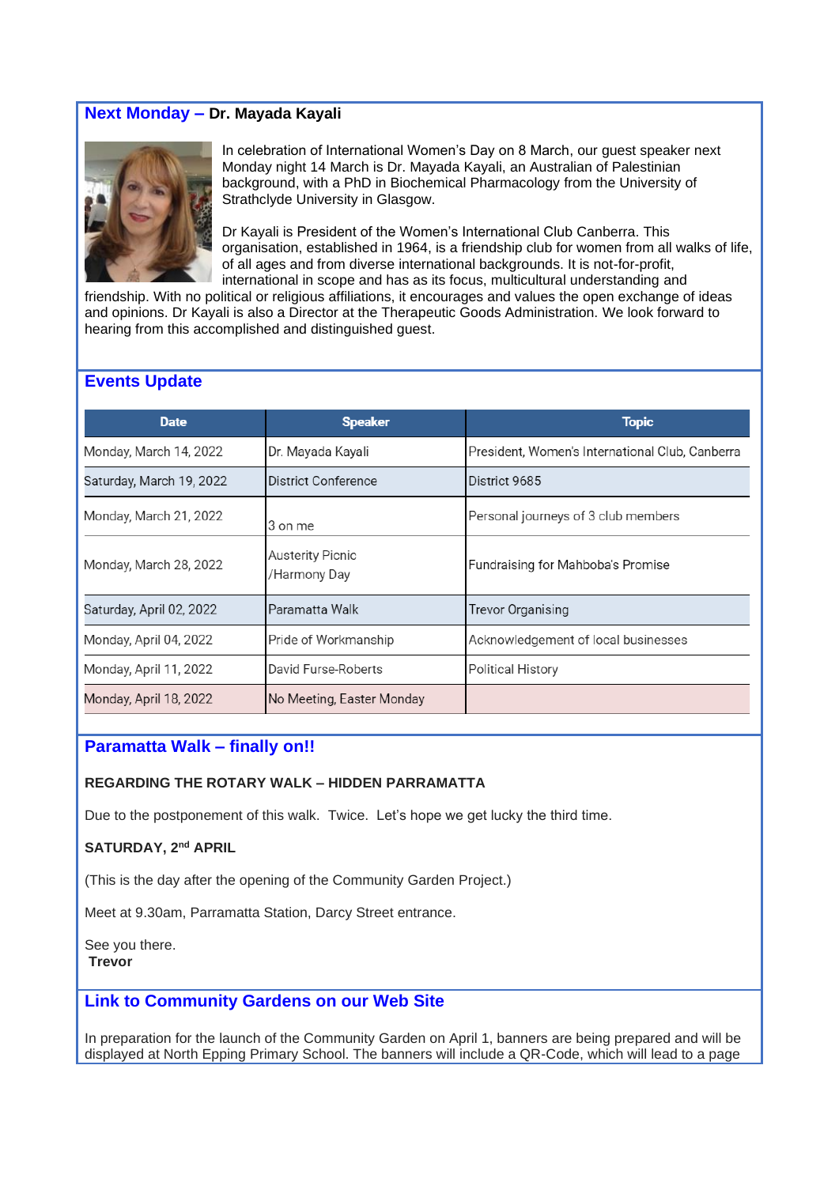## Next Monday – Dr. Mayada Kayali

In celebration of International Women's Day on 8 March, our guest speaker next Monday night 14 March is Dr. Mayada Kayali, an Australian of Palestinian background, with a PhD in Biochemical Pharmacology from the University of Strathclyde University in Glasgow.

Dr Kayali is President of the Women's International Club Canberra. This organisation, established in 1964, is a friendship club for women from all walks of life, of all ages and from diverse international backgrounds. It is not-for-profit, international in scope and has as its focus, multicultural understanding and friendship. With no political or religious affiliations, it encourages and values the open exchange of ideas and opinions. Dr Kayali is also a Director at the Therapeutic Goods Administration. We look forward to hearing from this accomplished and distinguished guest.

## Events Update

| Date | Speaker | Topic |
|---|---|---|
| Monday, March 14, 2022 | Dr. Mayada Kayali | President, Women's International Club, Canberra |
| Saturday, March 19, 2022 | District Conference | District 9685 |
| Monday, March 21, 2022 | 3 on me | Personal journeys of 3 club members |
| Monday, March 28, 2022 | Austerity Picnic /Harmony Day | Fundraising for Mahboba's Promise |
| Saturday, April 02, 2022 | Paramatta Walk | Trevor Organising |
| Monday, April 04, 2022 | Pride of Workmanship | Acknowledgement of local businesses |
| Monday, April 11, 2022 | David Furse-Roberts | Political History |
| Monday, April 18, 2022 | No Meeting, Easter Monday | |

## Paramatta Walk – finally on!!

**REGARDING THE ROTARY WALK – HIDDEN PARRAMATTA**

Due to the postponement of this walk. Twice. Let's hope we get lucky the third time.

**SATURDAY, 2nd APRIL**

(This is the day after the opening of the Community Garden Project.)

Meet at 9.30am, Parramatta Station, Darcy Street entrance.

See you there.
**Trevor**

## Link to Community Gardens on our Web Site

In preparation for the launch of the Community Garden on April 1, banners are being prepared and will be displayed at North Epping Primary School. The banners will include a QR-Code, which will lead to a page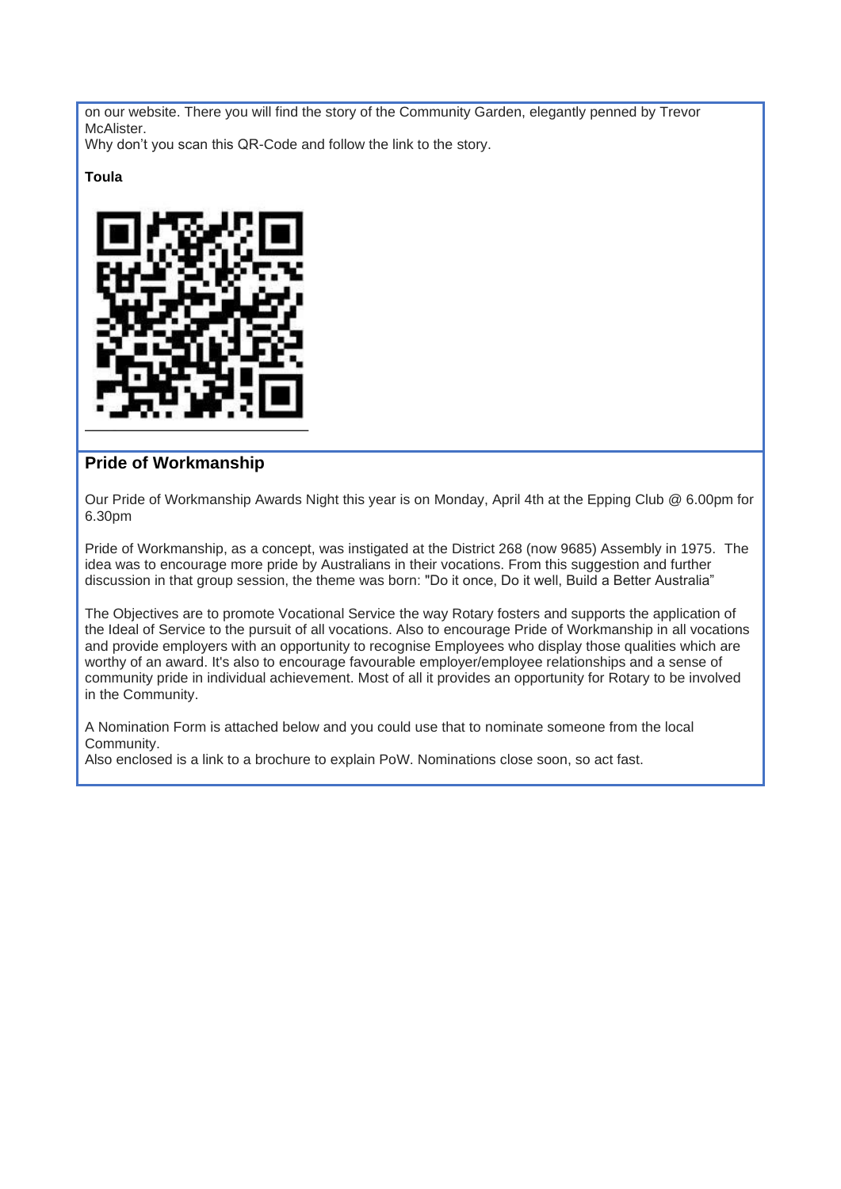on our website. There you will find the story of the Community Garden, elegantly penned by Trevor McAlister.
Why don't you scan this QR-Code and follow the link to the story.

**Toula**

## Pride of Workmanship

Our Pride of Workmanship Awards Night this year is on Monday, April 4th at the Epping Club @ 6.00pm for 6.30pm

Pride of Workmanship, as a concept, was instigated at the District 268 (now 9685) Assembly in 1975. The idea was to encourage more pride by Australians in their vocations. From this suggestion and further discussion in that group session, the theme was born: "Do it once, Do it well, Build a Better Australia"

The Objectives are to promote Vocational Service the way Rotary fosters and supports the application of the Ideal of Service to the pursuit of all vocations. Also to encourage Pride of Workmanship in all vocations and provide employers with an opportunity to recognise Employees who display those qualities which are worthy of an award. It's also to encourage favourable employer/employee relationships and a sense of community pride in individual achievement. Most of all it provides an opportunity for Rotary to be involved in the Community.

A Nomination Form is attached below and you could use that to nominate someone from the local Community.
Also enclosed is a link to a brochure to explain PoW. Nominations close soon, so act fast.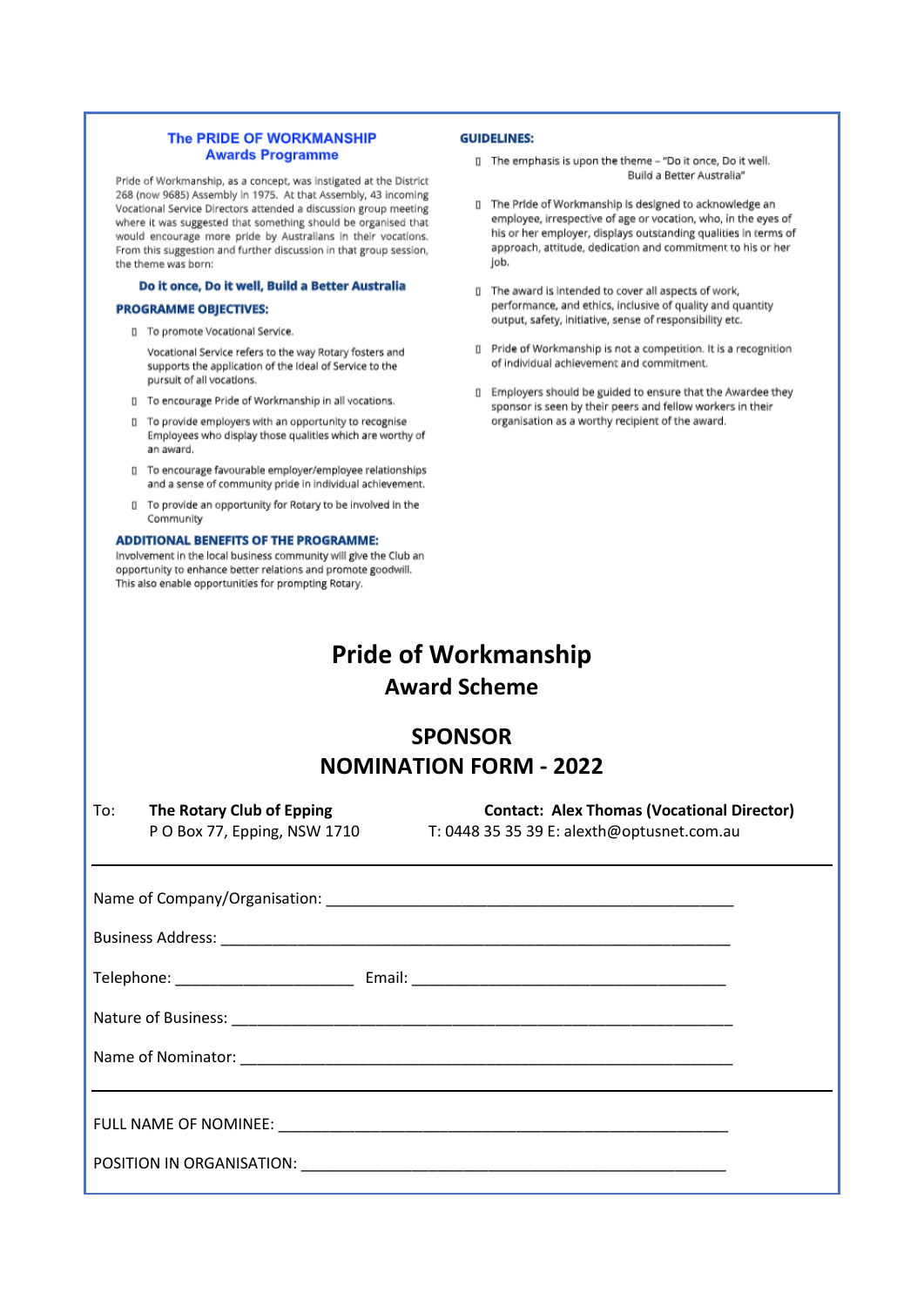## The PRIDE OF WORKMANSHIP Awards Programme

Pride of Workmanship, as a concept, was instigated at the District 268 (now 9685) Assembly in 1975. At that Assembly, 43 incoming Vocational Service Directors attended a discussion group meeting where it was suggested that something should be organised that would encourage more pride by Australians in their vocations. From this suggestion and further discussion in that group session, the theme was born:

**Do it once, Do it well, Build a Better Australia**

### PROGRAMME OBJECTIVES:

- To promote Vocational Service.

  Vocational Service refers to the way Rotary fosters and supports the application of the ideal of Service to the pursuit of all vocations.

- To encourage Pride of Workmanship in all vocations.
- To provide employers with an opportunity to recognise Employees who display those qualities which are worthy of an award.
- To encourage favourable employer/employee relationships and a sense of community pride in individual achievement.
- To provide an opportunity for Rotary to be involved in the Community

### ADDITIONAL BENEFITS OF THE PROGRAMME:

Involvement in the local business community will give the Club an opportunity to enhance better relations and promote goodwill. This also enable opportunities for prompting Rotary.

### GUIDELINES:

- The emphasis is upon the theme – "Do it once, Do it well. Build a Better Australia"
- The Pride of Workmanship is designed to acknowledge an employee, irrespective of age or vocation, who, in the eyes of his or her employer, displays outstanding qualities in terms of approach, attitude, dedication and commitment to his or her job.
- The award is intended to cover all aspects of work, performance, and ethics, inclusive of quality and quantity output, safety, initiative, sense of responsibility etc.
- Pride of Workmanship is not a competition. It is a recognition of individual achievement and commitment.
- Employers should be guided to ensure that the Awardee they sponsor is seen by their peers and fellow workers in their organisation as a worthy recipient of the award.

# Pride of Workmanship
## Award Scheme

## SPONSOR
## NOMINATION FORM - 2022

To: **The Rotary Club of Epping**
P O Box 77, Epping, NSW 1710

**Contact: Alex Thomas (Vocational Director)**
T: 0448 35 35 39 E: alexth@optusnet.com.au

---

Name of Company/Organisation: ______________________________________________

Business Address: ______________________________________________________

Telephone: ____________________ Email: ____________________________________

Nature of Business: _____________________________________________________

Name of Nominator: _____________________________________________________

---

FULL NAME OF NOMINEE: _________________________________________________

POSITION IN ORGANISATION: ______________________________________________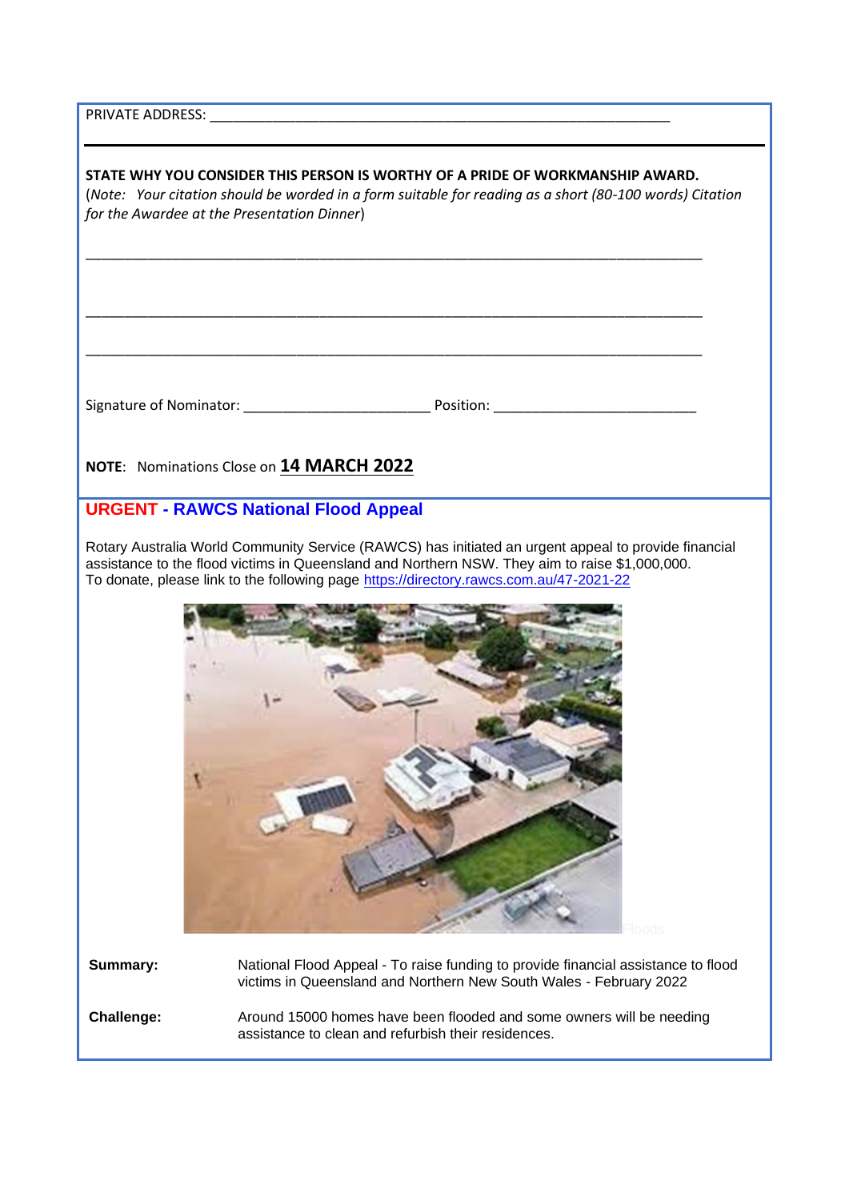PRIVATE ADDRESS: ___________________________________________________________

---

**STATE WHY YOU CONSIDER THIS PERSON IS WORTHY OF A PRIDE OF WORKMANSHIP AWARD.**
(*Note: Your citation should be worded in a form suitable for reading as a short (80-100 words) Citation for the Awardee at the Presentation Dinner*)

_______________________________________________________________________________

_______________________________________________________________________________

_______________________________________________________________________________

Signature of Nominator: _______________________ Position: _________________________

**NOTE**: Nominations Close on **14 MARCH 2022**

## URGENT - RAWCS National Flood Appeal

Rotary Australia World Community Service (RAWCS) has initiated an urgent appeal to provide financial assistance to the flood victims in Queensland and Northern NSW. They aim to raise $1,000,000.
To donate, please link to the following page https://directory.rawcs.com.au/47-2021-22

Floods

**Summary:** National Flood Appeal - To raise funding to provide financial assistance to flood victims in Queensland and Northern New South Wales - February 2022

**Challenge:** Around 15000 homes have been flooded and some owners will be needing assistance to clean and refurbish their residences.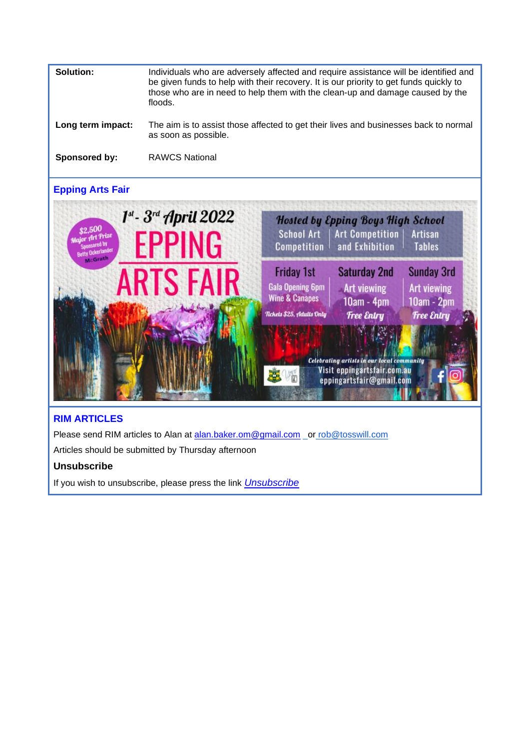| | |
|---|---|
| **Solution:** | Individuals who are adversely affected and require assistance will be identified and be given funds to help with their recovery. It is our priority to get funds quickly to those who are in need to help them with the clean-up and damage caused by the floods. |
| **Long term impact:** | The aim is to assist those affected to get their lives and businesses back to normal as soon as possible. |
| **Sponsored by:** | RAWCS National |

## Epping Arts Fair

1st - 3rd April 2022

EPPING ARTS FAIR

$2,500 Major Art Prize Sponsored by Betty Ockerlander McGrath

Hosted by Epping Boys High School

School Art Competition | Art Competition and Exhibition | Artisan Tables

Friday 1st: Gala Opening 6pm, Wine & Canapes, Tickets $25, Adults Only

Saturday 2nd: Art viewing 10am - 4pm, Free Entry

Sunday 3rd: Art viewing 10am - 2pm, Free Entry

Celebrating artists in our local community

Visit eppingartsfair.com.au

eppingartsfair@gmail.com

## RIM ARTICLES

Please send RIM articles to Alan at alan.baker.om@gmail.com or rob@tosswill.com

Articles should be submitted by Thursday afternoon

### Unsubscribe

If you wish to unsubscribe, please press the link *Unsubscribe*